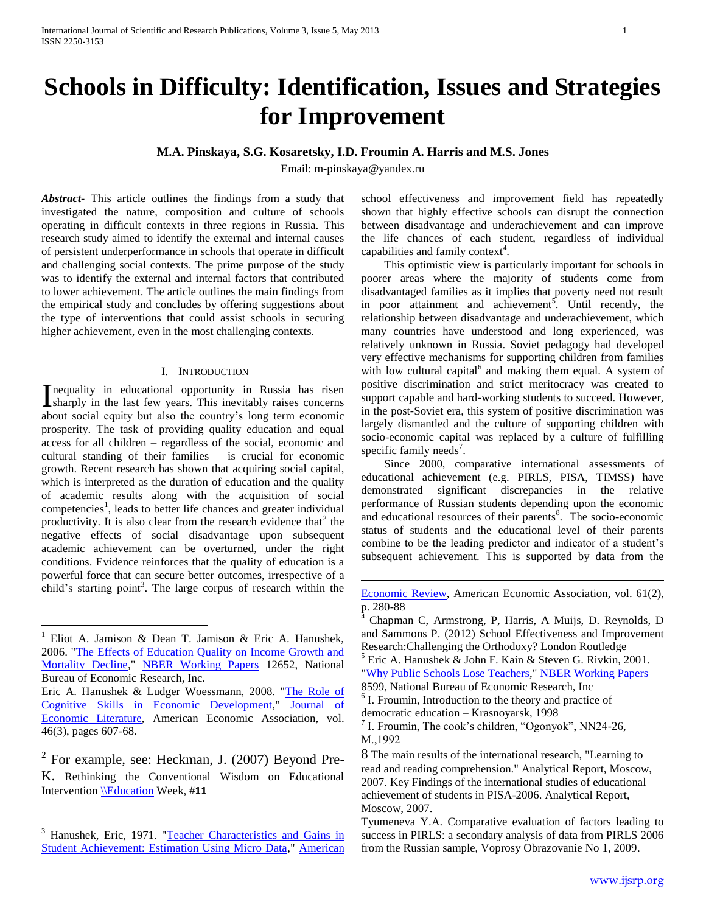# Schools in Difficulty: Identification, Issues and Strategies for Improvement

**M.A. Pinskaya, S.G. Kosaretsky, I.D. Froumin A. Harris and M.S. Jones**

Email: m-pinskaya@yandex.ru

***Abstract-*** This article outlines the findings from a study that investigated the nature, composition and culture of schools operating in difficult contexts in three regions in Russia. This research study aimed to identify the external and internal causes of persistent underperformance in schools that operate in difficult and challenging social contexts. The prime purpose of the study was to identify the external and internal factors that contributed to lower achievement. The article outlines the main findings from the empirical study and concludes by offering suggestions about the type of interventions that could assist schools in securing higher achievement, even in the most challenging contexts.

## I. Introduction

Inequality in educational opportunity in Russia has risen sharply in the last few years. This inevitably raises concerns about social equity but also the country's long term economic prosperity. The task of providing quality education and equal access for all children – regardless of the social, economic and cultural standing of their families – is crucial for economic growth. Recent research has shown that acquiring social capital, which is interpreted as the duration of education and the quality of academic results along with the acquisition of social competencies[1], leads to better life chances and greater individual productivity. It is also clear from the research evidence that[2] the negative effects of social disadvantage upon subsequent academic achievement can be overturned, under the right conditions. Evidence reinforces that the quality of education is a powerful force that can secure better outcomes, irrespective of a child's starting point[3]. The large corpus of research within the school effectiveness and improvement field has repeatedly shown that highly effective schools can disrupt the connection between disadvantage and underachievement and can improve the life chances of each student, regardless of individual capabilities and family context[4].

This optimistic view is particularly important for schools in poorer areas where the majority of students come from disadvantaged families as it implies that poverty need not result in poor attainment and achievement[5]. Until recently, the relationship between disadvantage and underachievement, which many countries have understood and long experienced, was relatively unknown in Russia. Soviet pedagogy had developed very effective mechanisms for supporting children from families with low cultural capital[6] and making them equal. A system of positive discrimination and strict meritocracy was created to support capable and hard-working students to succeed. However, in the post-Soviet era, this system of positive discrimination was largely dismantled and the culture of supporting children with socio-economic capital was replaced by a culture of fulfilling specific family needs[7].

Since 2000, comparative international assessments of educational achievement (e.g. PIRLS, PISA, TIMSS) have demonstrated significant discrepancies in the relative performance of Russian students depending upon the economic and educational resources of their parents[8]. The socio-economic status of students and the educational level of their parents combine to be the leading predictor and indicator of a student's subsequent achievement. This is supported by data from the

---

[1] Eliot A. Jamison & Dean T. Jamison & Eric A. Hanushek, 2006. "The Effects of Education Quality on Income Growth and Mortality Decline," NBER Working Papers 12652, National Bureau of Economic Research, Inc.

Eric A. Hanushek & Ludger Woessmann, 2008. "The Role of Cognitive Skills in Economic Development," Journal of Economic Literature, American Economic Association, vol. 46(3), pages 607-68.

[2] For example, see: Heckman, J. (2007) Beyond Pre-K. Rethinking the Conventional Wisdom on Educational Intervention \\Education Week, #11

[3] Hanushek, Eric, 1971. "Teacher Characteristics and Gains in Student Achievement: Estimation Using Micro Data," American Economic Review, American Economic Association, vol. 61(2), p. 280-88

[4] Chapman C, Armstrong, P, Harris, A Muijs, D. Reynolds, D and Sammons P. (2012) School Effectiveness and Improvement Research:Challenging the Orthodoxy? London Routledge

[5] Eric A. Hanushek & John F. Kain & Steven G. Rivkin, 2001. "Why Public Schools Lose Teachers," NBER Working Papers 8599, National Bureau of Economic Research, Inc

[6] I. Froumin, Introduction to the theory and practice of democratic education – Krasnoyarsk, 1998

[7] I. Froumin, The cook's children, "Ogonyok", NN24-26, M.,1992

[8] The main results of the international research, "Learning to read and reading comprehension." Analytical Report, Moscow, 2007. Key Findings of the international studies of educational achievement of students in PISA-2006. Analytical Report, Moscow, 2007.

Tyumeneva Y.A. Comparative evaluation of factors leading to success in PIRLS: a secondary analysis of data from PIRLS 2006 from the Russian sample, Voprosy Obrazovanie No 1, 2009.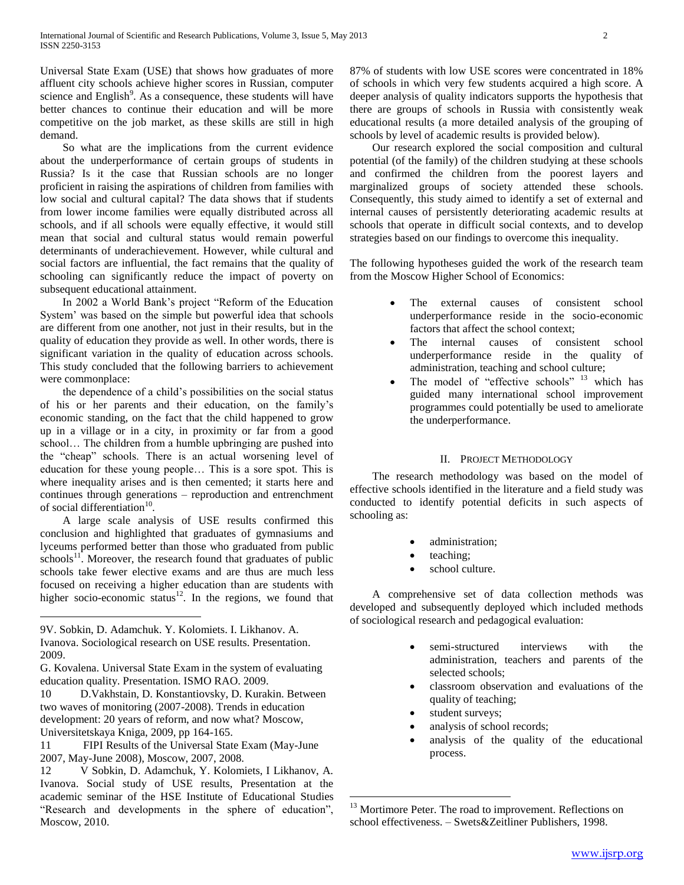Universal State Exam (USE) that shows how graduates of more affluent city schools achieve higher scores in Russian, computer science and English[9]. As a consequence, these students will have better chances to continue their education and will be more competitive on the job market, as these skills are still in high demand.

So what are the implications from the current evidence about the underperformance of certain groups of students in Russia? Is it the case that Russian schools are no longer proficient in raising the aspirations of children from families with low social and cultural capital? The data shows that if students from lower income families were equally distributed across all schools, and if all schools were equally effective, it would still mean that social and cultural status would remain powerful determinants of underachievement. However, while cultural and social factors are influential, the fact remains that the quality of schooling can significantly reduce the impact of poverty on subsequent educational attainment.

In 2002 a World Bank's project "Reform of the Education System" was based on the simple but powerful idea that schools are different from one another, not just in their results, but in the quality of education they provide as well. In other words, there is significant variation in the quality of education across schools. This study concluded that the following barriers to achievement were commonplace:

the dependence of a child's possibilities on the social status of his or her parents and their education, on the family's economic standing, on the fact that the child happened to grow up in a village or in a city, in proximity or far from a good school… The children from a humble upbringing are pushed into the "cheap" schools. There is an actual worsening level of education for these young people… This is a sore spot. This is where inequality arises and is then cemented; it starts here and continues through generations – reproduction and entrenchment of social differentiation[10].

A large scale analysis of USE results confirmed this conclusion and highlighted that graduates of gymnasiums and lyceums performed better than those who graduated from public schools[11]. Moreover, the research found that graduates of public schools take fewer elective exams and are thus are much less focused on receiving a higher education than are students with higher socio-economic status[12]. In the regions, we found that 87% of students with low USE scores were concentrated in 18% of schools in which very few students acquired a high score. A deeper analysis of quality indicators supports the hypothesis that there are groups of schools in Russia with consistently weak educational results (a more detailed analysis of the grouping of schools by level of academic results is provided below).

Our research explored the social composition and cultural potential (of the family) of the children studying at these schools and confirmed the children from the poorest layers and marginalized groups of society attended these schools. Consequently, this study aimed to identify a set of external and internal causes of persistently deteriorating academic results at schools that operate in difficult social contexts, and to develop strategies based on our findings to overcome this inequality.

The following hypotheses guided the work of the research team from the Moscow Higher School of Economics:

- The external causes of consistent school underperformance reside in the socio-economic factors that affect the school context;
- The internal causes of consistent school underperformance reside in the quality of administration, teaching and school culture;
- The model of "effective schools" [13] which has guided many international school improvement programmes could potentially be used to ameliorate the underperformance.

## II. Project Methodology

The research methodology was based on the model of effective schools identified in the literature and a field study was conducted to identify potential deficits in such aspects of schooling as:

- administration;
- teaching;
- school culture.

A comprehensive set of data collection methods was developed and subsequently deployed which included methods of sociological research and pedagogical evaluation:

- semi-structured interviews with the administration, teachers and parents of the selected schools;
- classroom observation and evaluations of the quality of teaching;
- student surveys;
- analysis of school records;
- analysis of the quality of the educational process.

---

9V. Sobkin, D. Adamchuk. Y. Kolomiets. I. Likhanov. A. Ivanova. Sociological research on USE results. Presentation. 2009.

G. Kovalena. Universal State Exam in the system of evaluating education quality. Presentation. ISMO RAO. 2009.

10 D.Vakhstain, D. Konstantiovsky, D. Kurakin. Between two waves of monitoring (2007-2008). Trends in education development: 20 years of reform, and now what? Moscow, Universitetskaya Kniga, 2009, pp 164-165.

11 FIPI Results of the Universal State Exam (May-June 2007, May-June 2008), Moscow, 2007, 2008.

12 V Sobkin, D. Adamchuk, Y. Kolomiets, I Likhanov, A. Ivanova. Social study of USE results, Presentation at the academic seminar of the HSE Institute of Educational Studies "Research and developments in the sphere of education", Moscow, 2010.

13 Mortimore Peter. The road to improvement. Reflections on school effectiveness. – Swets&Zeitliner Publishers, 1998.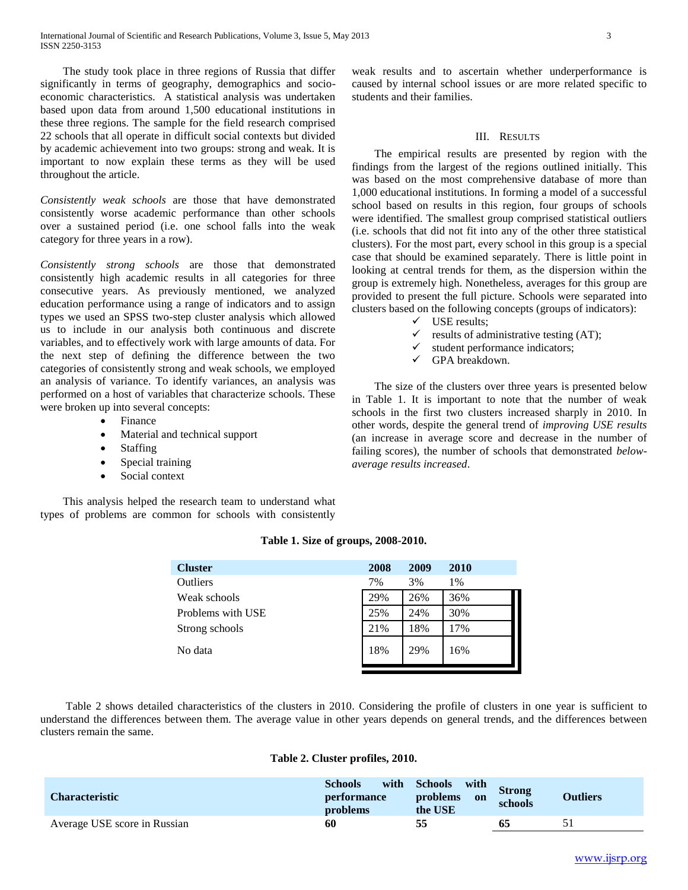The study took place in three regions of Russia that differ significantly in terms of geography, demographics and socio-economic characteristics. A statistical analysis was undertaken based upon data from around 1,500 educational institutions in these three regions. The sample for the field research comprised 22 schools that all operate in difficult social contexts but divided by academic achievement into two groups: strong and weak. It is important to now explain these terms as they will be used throughout the article.

*Consistently weak schools* are those that have demonstrated consistently worse academic performance than other schools over a sustained period (i.e. one school falls into the weak category for three years in a row).

*Consistently strong schools* are those that demonstrated consistently high academic results in all categories for three consecutive years. As previously mentioned, we analyzed education performance using a range of indicators and to assign types we used an SPSS two-step cluster analysis which allowed us to include in our analysis both continuous and discrete variables, and to effectively work with large amounts of data. For the next step of defining the difference between the two categories of consistently strong and weak schools, we employed an analysis of variance. To identify variances, an analysis was performed on a host of variables that characterize schools. These were broken up into several concepts:

- Finance
- Material and technical support
- Staffing
- Special training
- Social context

This analysis helped the research team to understand what types of problems are common for schools with consistently weak results and to ascertain whether underperformance is caused by internal school issues or are more related specific to students and their families.

## III. Results

The empirical results are presented by region with the findings from the largest of the regions outlined initially. This was based on the most comprehensive database of more than 1,000 educational institutions. In forming a model of a successful school based on results in this region, four groups of schools were identified. The smallest group comprised statistical outliers (i.e. schools that did not fit into any of the other three statistical clusters). For the most part, every school in this group is a special case that should be examined separately. There is little point in looking at central trends for them, as the dispersion within the group is extremely high. Nonetheless, averages for this group are provided to present the full picture. Schools were separated into clusters based on the following concepts (groups of indicators):

- ✓ USE results;
- ✓ results of administrative testing (AT);
- ✓ student performance indicators;
- ✓ GPA breakdown.

The size of the clusters over three years is presented below in Table 1. It is important to note that the number of weak schools in the first two clusters increased sharply in 2010. In other words, despite the general trend of *improving USE results* (an increase in average score and decrease in the number of failing scores), the number of schools that demonstrated *below-average results increased*.

**Table 1. Size of groups, 2008-2010.**

| Cluster | 2008 | 2009 | 2010 |
|---|---|---|---|
| Outliers | 7% | 3% | 1% |
| Weak schools | 29% | 26% | 36% |
| Problems with USE | 25% | 24% | 30% |
| Strong schools | 21% | 18% | 17% |
| No data | 18% | 29% | 16% |

Table 2 shows detailed characteristics of the clusters in 2010. Considering the profile of clusters in one year is sufficient to understand the differences between them. The average value in other years depends on general trends, and the differences between clusters remain the same.

**Table 2. Cluster profiles, 2010.**

| Characteristic | Schools with performance problems | Schools with problems on the USE | Strong schools | Outliers |
|---|---|---|---|---|
| Average USE score in Russian | **60** | **55** | **65** | 51 |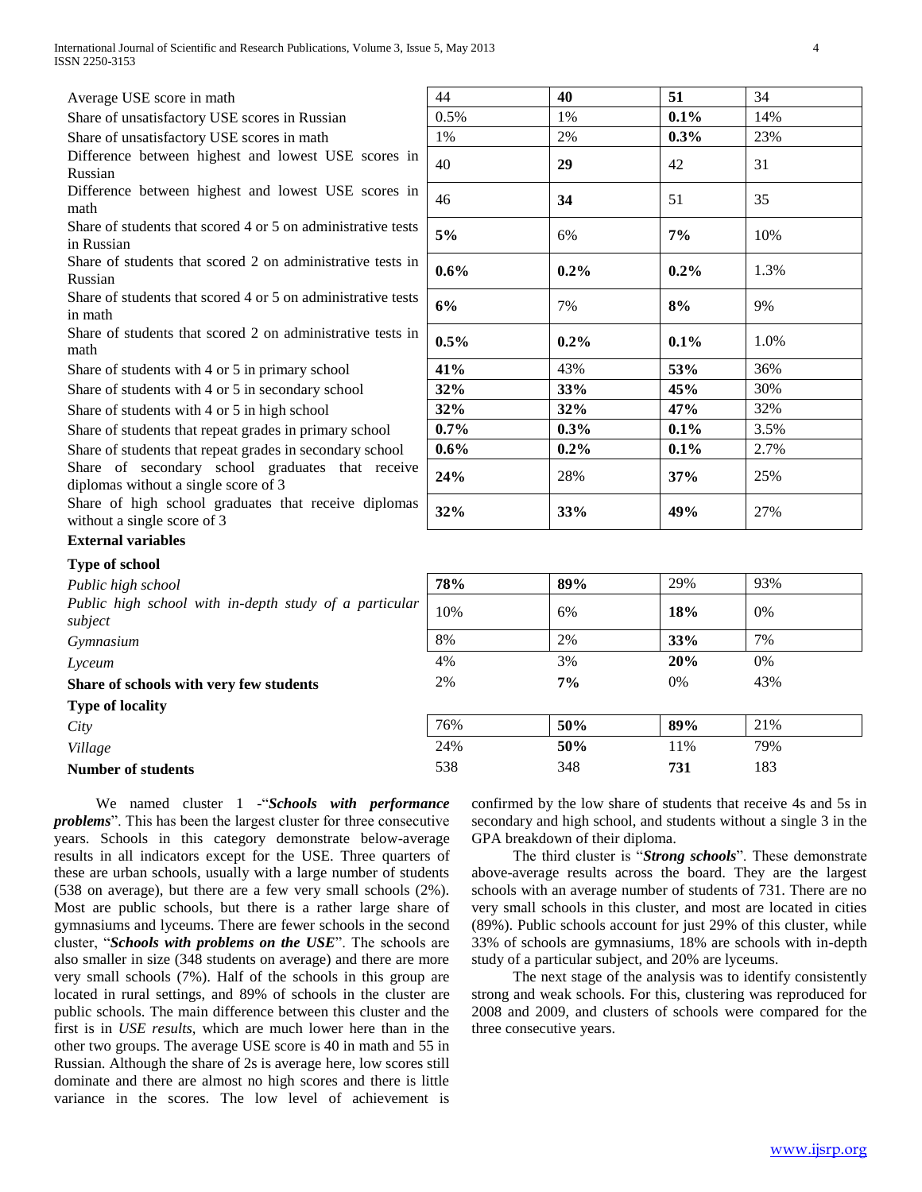| | | | | |
|---|---|---|---|---|
| Average USE score in math | 44 | **40** | **51** | 34 |
| Share of unsatisfactory USE scores in Russian | 0.5% | 1% | **0.1%** | 14% |
| Share of unsatisfactory USE scores in math | 1% | 2% | **0.3%** | 23% |
| Difference between highest and lowest USE scores in Russian | 40 | **29** | 42 | 31 |
| Difference between highest and lowest USE scores in math | 46 | **34** | 51 | 35 |
| Share of students that scored 4 or 5 on administrative tests in Russian | **5%** | 6% | **7%** | 10% |
| Share of students that scored 2 on administrative tests in Russian | **0.6%** | **0.2%** | **0.2%** | 1.3% |
| Share of students that scored 4 or 5 on administrative tests in math | **6%** | 7% | **8%** | 9% |
| Share of students that scored 2 on administrative tests in math | **0.5%** | **0.2%** | **0.1%** | 1.0% |
| Share of students with 4 or 5 in primary school | **41%** | 43% | **53%** | 36% |
| Share of students with 4 or 5 in secondary school | **32%** | **33%** | **45%** | 30% |
| Share of students with 4 or 5 in high school | **32%** | **32%** | **47%** | 32% |
| Share of students that repeat grades in primary school | **0.7%** | **0.3%** | **0.1%** | 3.5% |
| Share of students that repeat grades in secondary school | **0.6%** | **0.2%** | **0.1%** | 2.7% |
| Share of secondary school graduates that receive diplomas without a single score of 3 | **24%** | 28% | **37%** | 25% |
| Share of high school graduates that receive diplomas without a single score of 3 | **32%** | **33%** | **49%** | 27% |
| **External variables** | | | | |
| **Type of school** | | | | |
| *Public high school* | **78%** | **89%** | 29% | 93% |
| *Public high school with in-depth study of a particular subject* | 10% | 6% | **18%** | 0% |
| *Gymnasium* | 8% | 2% | **33%** | 7% |
| *Lyceum* | 4% | 3% | **20%** | 0% |
| **Share of schools with very few students** | 2% | **7%** | 0% | 43% |
| **Type of locality** | | | | |
| *City* | 76% | **50%** | **89%** | 21% |
| *Village* | 24% | **50%** | 11% | 79% |
| **Number of students** | 538 | 348 | **731** | 183 |

We named cluster 1 -"***Schools with performance problems***". This has been the largest cluster for three consecutive years. Schools in this category demonstrate below-average results in all indicators except for the USE. Three quarters of these are urban schools, usually with a large number of students (538 on average), but there are a few very small schools (2%). Most are public schools, but there is a rather large share of gymnasiums and lyceums. There are fewer schools in the second cluster, "***Schools with problems on the USE***". The schools are also smaller in size (348 students on average) and there are more very small schools (7%). Half of the schools in this group are located in rural settings, and 89% of schools in the cluster are public schools. The main difference between this cluster and the first is in *USE results*, which are much lower here than in the other two groups. The average USE score is 40 in math and 55 in Russian. Although the share of 2s is average here, low scores still dominate and there are almost no high scores and there is little variance in the scores. The low level of achievement is confirmed by the low share of students that receive 4s and 5s in secondary and high school, and students without a single 3 in the GPA breakdown of their diploma.

The third cluster is "***Strong schools***". These demonstrate above-average results across the board. They are the largest schools with an average number of students of 731. There are no very small schools in this cluster, and most are located in cities (89%). Public schools account for just 29% of this cluster, while 33% of schools are gymnasiums, 18% are schools with in-depth study of a particular subject, and 20% are lyceums.

The next stage of the analysis was to identify consistently strong and weak schools. For this, clustering was reproduced for 2008 and 2009, and clusters of schools were compared for the three consecutive years.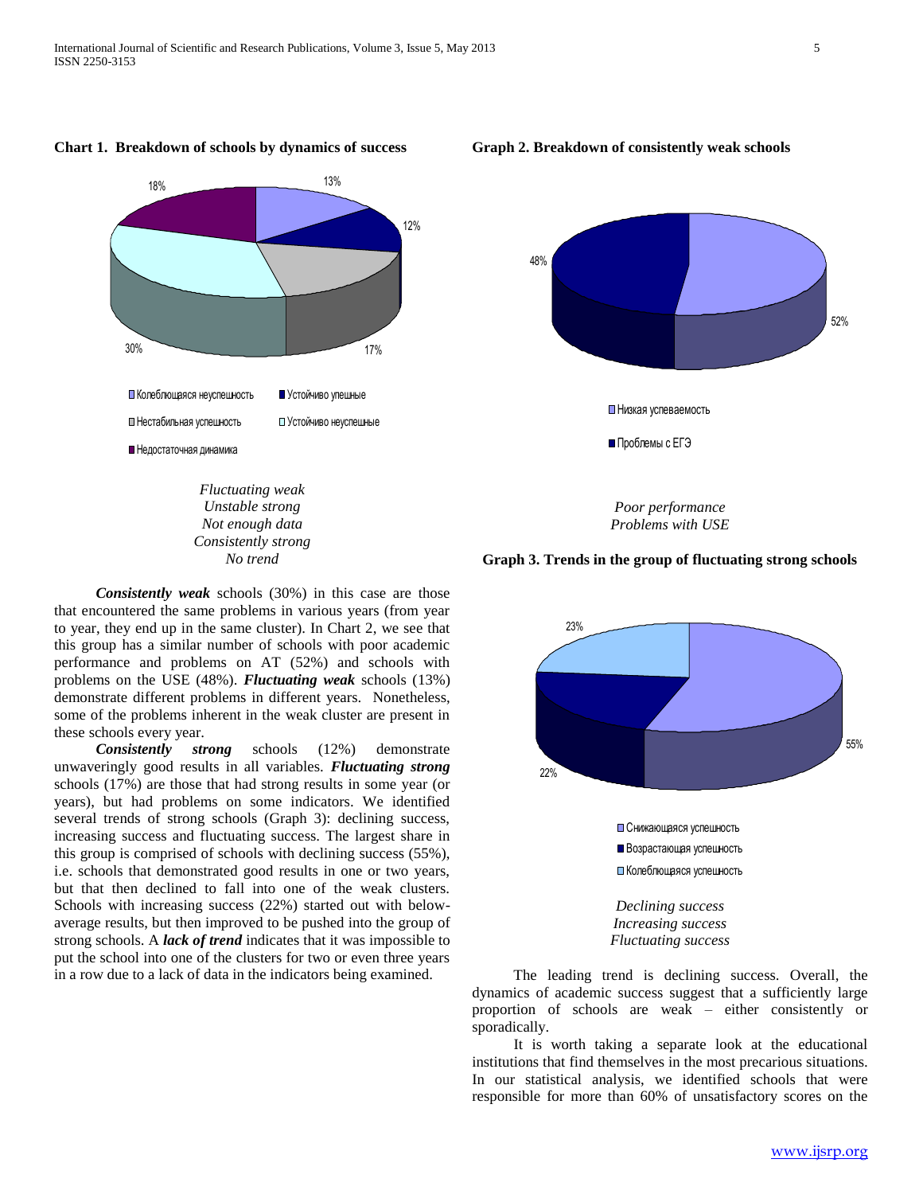**Chart 1. Breakdown of schools by dynamics of success**

18% 13% 12% 30% 17%

Колеблющаяся неуспешность
Устойчиво упешные
Нестабильная успешность
Устойчиво неуспешные
Недостаточная динамика

*Fluctuating weak*
*Unstable strong*
*Not enough data*
*Consistently strong*
*No trend*

***Consistently weak*** schools (30%) in this case are those that encountered the same problems in various years (from year to year, they end up in the same cluster). In Chart 2, we see that this group has a similar number of schools with poor academic performance and problems on AT (52%) and schools with problems on the USE (48%). ***Fluctuating weak*** schools (13%) demonstrate different problems in different years. Nonetheless, some of the problems inherent in the weak cluster are present in these schools every year.

***Consistently strong*** schools (12%) demonstrate unwaveringly good results in all variables. ***Fluctuating strong*** schools (17%) are those that had strong results in some year (or years), but had problems on some indicators. We identified several trends of strong schools (Graph 3): declining success, increasing success and fluctuating success. The largest share in this group is comprised of schools with declining success (55%), i.e. schools that demonstrated good results in one or two years, but that then declined to fall into one of the weak clusters. Schools with increasing success (22%) started out with below-average results, but then improved to be pushed into the group of strong schools. A ***lack of trend*** indicates that it was impossible to put the school into one of the clusters for two or even three years in a row due to a lack of data in the indicators being examined.

**Graph 2. Breakdown of consistently weak schools**

48% 52%

Низкая успеваемость
Проблемы с ЕГЭ

*Poor performance*
*Problems with USE*

**Graph 3. Trends in the group of fluctuating strong schools**

23% 55% 22%

Снижающаяся успешность
Возрастающая успешность
Колеблющаяся успешность

*Declining success*
*Increasing success*
*Fluctuating success*

The leading trend is declining success. Overall, the dynamics of academic success suggest that a sufficiently large proportion of schools are weak – either consistently or sporadically.

It is worth taking a separate look at the educational institutions that find themselves in the most precarious situations. In our statistical analysis, we identified schools that were responsible for more than 60% of unsatisfactory scores on the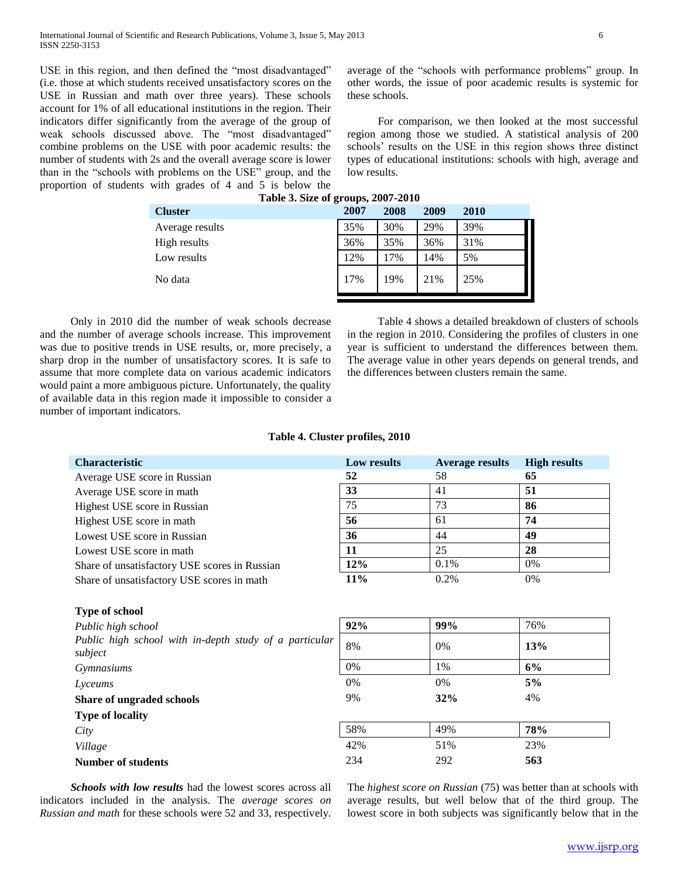USE in this region, and then defined the "most disadvantaged" (i.e. those at which students received unsatisfactory scores on the USE in Russian and math over three years). These schools account for 1% of all educational institutions in the region. Their indicators differ significantly from the average of the group of weak schools discussed above. The "most disadvantaged" combine problems on the USE with poor academic results: the number of students with 2s and the overall average score is lower than in the "schools with problems on the USE" group, and the proportion of students with grades of 4 and 5 is below the average of the "schools with performance problems" group. In other words, the issue of poor academic results is systemic for these schools.

For comparison, we then looked at the most successful region among those we studied. A statistical analysis of 200 schools' results on the USE in this region shows three distinct types of educational institutions: schools with high, average and low results.

**Table 3. Size of groups, 2007-2010**

| Cluster | 2007 | 2008 | 2009 | 2010 |
|---|---|---|---|---|
| Average results | 35% | 30% | 29% | 39% |
| High results | 36% | 35% | 36% | 31% |
| Low results | 12% | 17% | 14% | 5% |
| No data | 17% | 19% | 21% | 25% |

Only in 2010 did the number of weak schools decrease and the number of average schools increase. This improvement was due to positive trends in USE results, or, more precisely, a sharp drop in the number of unsatisfactory scores. It is safe to assume that more complete data on various academic indicators would paint a more ambiguous picture. Unfortunately, the quality of available data in this region made it impossible to consider a number of important indicators.

Table 4 shows a detailed breakdown of clusters of schools in the region in 2010. Considering the profiles of clusters in one year is sufficient to understand the differences between them. The average value in other years depends on general trends, and the differences between clusters remain the same.

**Table 4. Cluster profiles, 2010**

| Characteristic | Low results | Average results | High results |
|---|---|---|---|
| Average USE score in Russian | **52** | 58 | **65** |
| Average USE score in math | **33** | 41 | **51** |
| Highest USE score in Russian | 75 | 73 | **86** |
| Highest USE score in math | **56** | 61 | **74** |
| Lowest USE score in Russian | **36** | 44 | **49** |
| Lowest USE score in math | **11** | 25 | **28** |
| Share of unsatisfactory USE scores in Russian | **12%** | 0.1% | 0% |
| Share of unsatisfactory USE scores in math | **11%** | 0.2% | 0% |
| **Type of school** | | | |
| *Public high school* | **92%** | **99%** | 76% |
| *Public high school with in-depth study of a particular subject* | 8% | 0% | **13%** |
| *Gymnasiums* | 0% | 1% | **6%** |
| *Lyceums* | 0% | 0% | **5%** |
| **Share of ungraded schools** | 9% | **32%** | 4% |
| **Type of locality** | | | |
| *City* | 58% | 49% | **78%** |
| *Village* | 42% | 51% | 23% |
| **Number of students** | 234 | 292 | **563** |

***Schools with low results*** had the lowest scores across all indicators included in the analysis. The *average scores on Russian and math* for these schools were 52 and 33, respectively. The *highest score on Russian* (75) was better than at schools with average results, but well below that of the third group. The lowest score in both subjects was significantly below that in the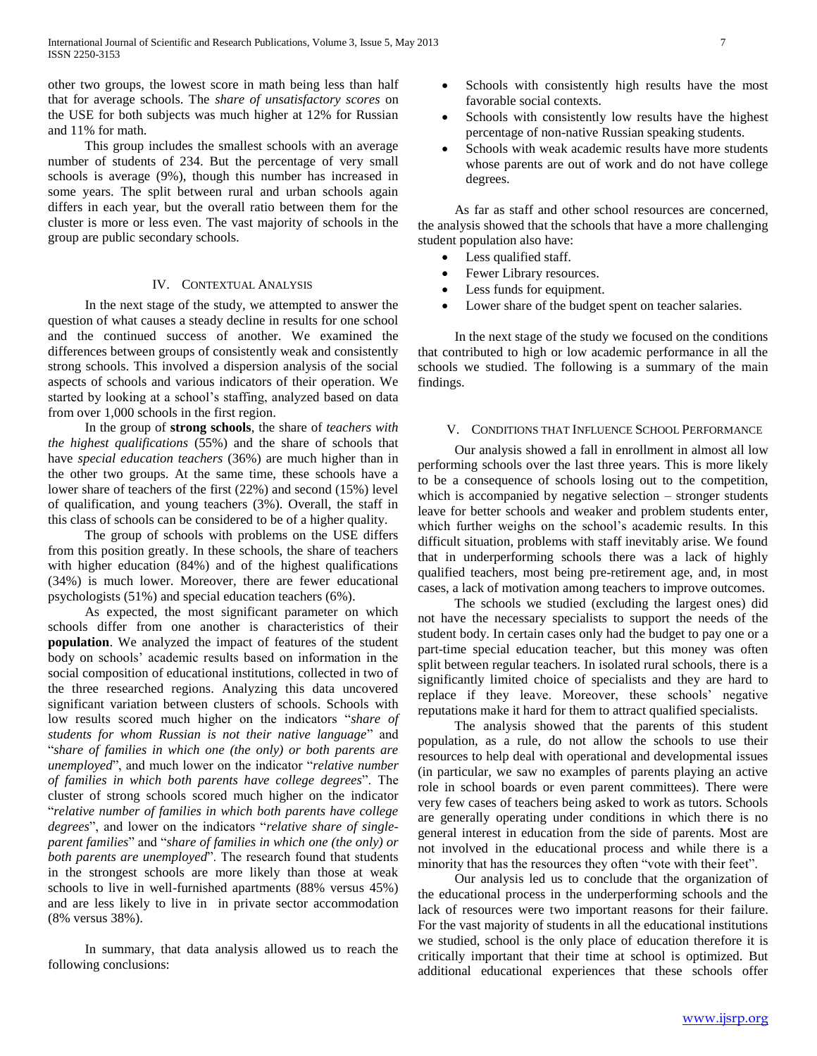other two groups, the lowest score in math being less than half that for average schools. The *share of unsatisfactory scores* on the USE for both subjects was much higher at 12% for Russian and 11% for math.

This group includes the smallest schools with an average number of students of 234. But the percentage of very small schools is average (9%), though this number has increased in some years. The split between rural and urban schools again differs in each year, but the overall ratio between them for the cluster is more or less even. The vast majority of schools in the group are public secondary schools.

## IV. Contextual Analysis

In the next stage of the study, we attempted to answer the question of what causes a steady decline in results for one school and the continued success of another. We examined the differences between groups of consistently weak and consistently strong schools. This involved a dispersion analysis of the social aspects of schools and various indicators of their operation. We started by looking at a school's staffing, analyzed based on data from over 1,000 schools in the first region.

In the group of **strong schools**, the share of *teachers with the highest qualifications* (55%) and the share of schools that have *special education teachers* (36%) are much higher than in the other two groups. At the same time, these schools have a lower share of teachers of the first (22%) and second (15%) level of qualification, and young teachers (3%). Overall, the staff in this class of schools can be considered to be of a higher quality.

The group of schools with problems on the USE differs from this position greatly. In these schools, the share of teachers with higher education (84%) and of the highest qualifications (34%) is much lower. Moreover, there are fewer educational psychologists (51%) and special education teachers (6%).

As expected, the most significant parameter on which schools differ from one another is characteristics of their **population**. We analyzed the impact of features of the student body on schools' academic results based on information in the social composition of educational institutions, collected in two of the three researched regions. Analyzing this data uncovered significant variation between clusters of schools. Schools with low results scored much higher on the indicators "*share of students for whom Russian is not their native language*" and "*share of families in which one (the only) or both parents are unemployed*", and much lower on the indicator "*relative number of families in which both parents have college degrees*". The cluster of strong schools scored much higher on the indicator "*relative number of families in which both parents have college degrees*", and lower on the indicators "*relative share of single-parent families*" and "*share of families in which one (the only) or both parents are unemployed*". The research found that students in the strongest schools are more likely than those at weak schools to live in well-furnished apartments (88% versus 45%) and are less likely to live in in private sector accommodation (8% versus 38%).

In summary, that data analysis allowed us to reach the following conclusions:

- Schools with consistently high results have the most favorable social contexts.
- Schools with consistently low results have the highest percentage of non-native Russian speaking students.
- Schools with weak academic results have more students whose parents are out of work and do not have college degrees.

As far as staff and other school resources are concerned, the analysis showed that the schools that have a more challenging student population also have:

- Less qualified staff.
- Fewer Library resources.
- Less funds for equipment.
- Lower share of the budget spent on teacher salaries.

In the next stage of the study we focused on the conditions that contributed to high or low academic performance in all the schools we studied. The following is a summary of the main findings.

## V. Conditions that Influence School Performance

Our analysis showed a fall in enrollment in almost all low performing schools over the last three years. This is more likely to be a consequence of schools losing out to the competition, which is accompanied by negative selection – stronger students leave for better schools and weaker and problem students enter, which further weighs on the school's academic results. In this difficult situation, problems with staff inevitably arise. We found that in underperforming schools there was a lack of highly qualified teachers, most being pre-retirement age, and, in most cases, a lack of motivation among teachers to improve outcomes.

The schools we studied (excluding the largest ones) did not have the necessary specialists to support the needs of the student body. In certain cases only had the budget to pay one or a part-time special education teacher, but this money was often split between regular teachers. In isolated rural schools, there is a significantly limited choice of specialists and they are hard to replace if they leave. Moreover, these schools' negative reputations make it hard for them to attract qualified specialists.

The analysis showed that the parents of this student population, as a rule, do not allow the schools to use their resources to help deal with operational and developmental issues (in particular, we saw no examples of parents playing an active role in school boards or even parent committees). There were very few cases of teachers being asked to work as tutors. Schools are generally operating under conditions in which there is no general interest in education from the side of parents. Most are not involved in the educational process and while there is a minority that has the resources they often "vote with their feet".

Our analysis led us to conclude that the organization of the educational process in the underperforming schools and the lack of resources were two important reasons for their failure. For the vast majority of students in all the educational institutions we studied, school is the only place of education therefore it is critically important that their time at school is optimized. But additional educational experiences that these schools offer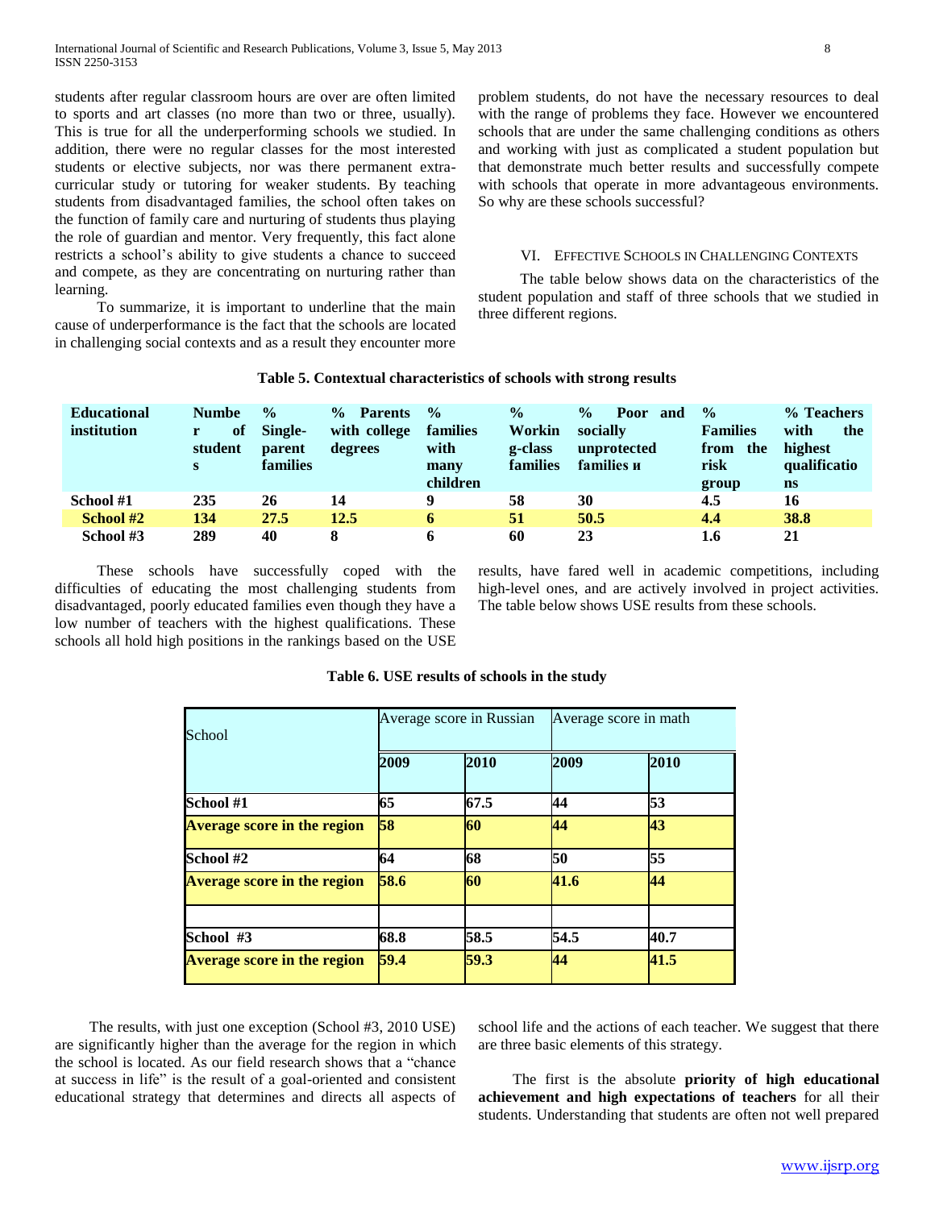students after regular classroom hours are over are often limited to sports and art classes (no more than two or three, usually). This is true for all the underperforming schools we studied. In addition, there were no regular classes for the most interested students or elective subjects, nor was there permanent extra-curricular study or tutoring for weaker students. By teaching students from disadvantaged families, the school often takes on the function of family care and nurturing of students thus playing the role of guardian and mentor. Very frequently, this fact alone restricts a school's ability to give students a chance to succeed and compete, as they are concentrating on nurturing rather than learning.

To summarize, it is important to underline that the main cause of underperformance is the fact that the schools are located in challenging social contexts and as a result they encounter more problem students, do not have the necessary resources to deal with the range of problems they face. However we encountered schools that are under the same challenging conditions as others and working with just as complicated a student population but that demonstrate much better results and successfully compete with schools that operate in more advantageous environments. So why are these schools successful?

## VI. Effective Schools in Challenging Contexts

The table below shows data on the characteristics of the student population and staff of three schools that we studied in three different regions.

**Table 5. Contextual characteristics of schools with strong results**

| Educational institution | Number of students | % Single-parent families | % Parents with college degrees | % families with many children | % Working-class families | % Poor and socially unprotected families и | % Families from the risk group | % Teachers with the highest qualifications |
|---|---|---|---|---|---|---|---|---|
| School #1 | 235 | 26 | 14 | 9 | 58 | 30 | 4.5 | 16 |
| School #2 | 134 | 27.5 | 12.5 | 6 | 51 | 50.5 | 4.4 | 38.8 |
| School #3 | 289 | 40 | 8 | 6 | 60 | 23 | 1.6 | 21 |

These schools have successfully coped with the difficulties of educating the most challenging students from disadvantaged, poorly educated families even though they have a low number of teachers with the highest qualifications. These schools all hold high positions in the rankings based on the USE results, have fared well in academic competitions, including high-level ones, and are actively involved in project activities. The table below shows USE results from these schools.

**Table 6. USE results of schools in the study**

| School | Average score in Russian | | Average score in math | |
|---|---|---|---|---|
| | 2009 | 2010 | 2009 | 2010 |
| School #1 | 65 | 67.5 | 44 | 53 |
| Average score in the region | 58 | 60 | 44 | 43 |
| School #2 | 64 | 68 | 50 | 55 |
| Average score in the region | 58.6 | 60 | 41.6 | 44 |
| | | | | |
| School #3 | 68.8 | 58.5 | 54.5 | 40.7 |
| Average score in the region | 59.4 | 59.3 | 44 | 41.5 |

The results, with just one exception (School #3, 2010 USE) are significantly higher than the average for the region in which the school is located. As our field research shows that a "chance at success in life" is the result of a goal-oriented and consistent educational strategy that determines and directs all aspects of school life and the actions of each teacher. We suggest that there are three basic elements of this strategy.

The first is the absolute **priority of high educational achievement and high expectations of teachers** for all their students. Understanding that students are often not well prepared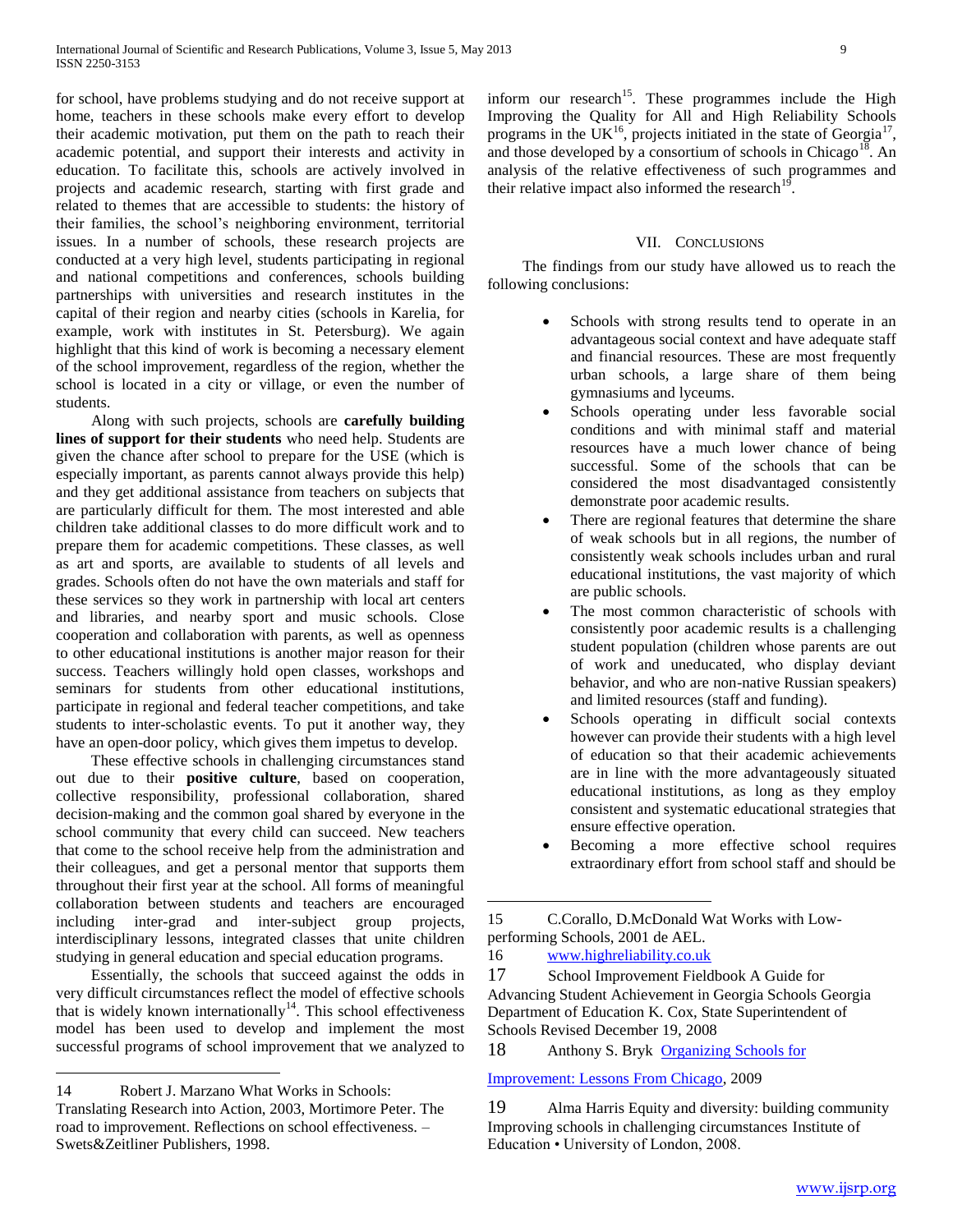for school, have problems studying and do not receive support at home, teachers in these schools make every effort to develop their academic motivation, put them on the path to reach their academic potential, and support their interests and activity in education. To facilitate this, schools are actively involved in projects and academic research, starting with first grade and related to themes that are accessible to students: the history of their families, the school's neighboring environment, territorial issues. In a number of schools, these research projects are conducted at a very high level, students participating in regional and national competitions and conferences, schools building partnerships with universities and research institutes in the capital of their region and nearby cities (schools in Karelia, for example, work with institutes in St. Petersburg). We again highlight that this kind of work is becoming a necessary element of the school improvement, regardless of the region, whether the school is located in a city or village, or even the number of students.

Along with such projects, schools are **carefully building lines of support for their students** who need help. Students are given the chance after school to prepare for the USE (which is especially important, as parents cannot always provide this help) and they get additional assistance from teachers on subjects that are particularly difficult for them. The most interested and able children take additional classes to do more difficult work and to prepare them for academic competitions. These classes, as well as art and sports, are available to students of all levels and grades. Schools often do not have the own materials and staff for these services so they work in partnership with local art centers and libraries, and nearby sport and music schools. Close cooperation and collaboration with parents, as well as openness to other educational institutions is another major reason for their success. Teachers willingly hold open classes, workshops and seminars for students from other educational institutions, participate in regional and federal teacher competitions, and take students to inter-scholastic events. To put it another way, they have an open-door policy, which gives them impetus to develop.

These effective schools in challenging circumstances stand out due to their **positive culture**, based on cooperation, collective responsibility, professional collaboration, shared decision-making and the common goal shared by everyone in the school community that every child can succeed. New teachers that come to the school receive help from the administration and their colleagues, and get a personal mentor that supports them throughout their first year at the school. All forms of meaningful collaboration between students and teachers are encouraged including inter-grad and inter-subject group projects, interdisciplinary lessons, integrated classes that unite children studying in general education and special education programs.

Essentially, the schools that succeed against the odds in very difficult circumstances reflect the model of effective schools that is widely known internationally[14]. This school effectiveness model has been used to develop and implement the most successful programs of school improvement that we analyzed to inform our research[15]. These programmes include the High Improving the Quality for All and High Reliability Schools programs in the UK[16], projects initiated in the state of Georgia[17], and those developed by a consortium of schools in Chicago[18]. An analysis of the relative effectiveness of such programmes and their relative impact also informed the research[19].

## VII. Conclusions

The findings from our study have allowed us to reach the following conclusions:

- Schools with strong results tend to operate in an advantageous social context and have adequate staff and financial resources. These are most frequently urban schools, a large share of them being gymnasiums and lyceums.
- Schools operating under less favorable social conditions and with minimal staff and material resources have a much lower chance of being successful. Some of the schools that can be considered the most disadvantaged consistently demonstrate poor academic results.
- There are regional features that determine the share of weak schools but in all regions, the number of consistently weak schools includes urban and rural educational institutions, the vast majority of which are public schools.
- The most common characteristic of schools with consistently poor academic results is a challenging student population (children whose parents are out of work and uneducated, who display deviant behavior, and who are non-native Russian speakers) and limited resources (staff and funding).
- Schools operating in difficult social contexts however can provide their students with a high level of education so that their academic achievements are in line with the more advantageously situated educational institutions, as long as they employ consistent and systematic educational strategies that ensure effective operation.
- Becoming a more effective school requires extraordinary effort from school staff and should be

---

14 Robert J. Marzano What Works in Schools: Translating Research into Action, 2003, Mortimore Peter. The road to improvement. Reflections on school effectiveness. – Swets&Zeitliner Publishers, 1998.

15 C.Corallo, D.McDonald Wat Works with Low-performing Schools, 2001 de AEL.

16 www.highreliability.co.uk

17 School Improvement Fieldbook A Guide for Advancing Student Achievement in Georgia Schools Georgia Department of Education K. Cox, State Superintendent of Schools Revised December 19, 2008

18 Anthony S. Bryk Organizing Schools for Improvement: Lessons From Chicago, 2009

19 Alma Harris Equity and diversity: building community Improving schools in challenging circumstances Institute of Education • University of London, 2008.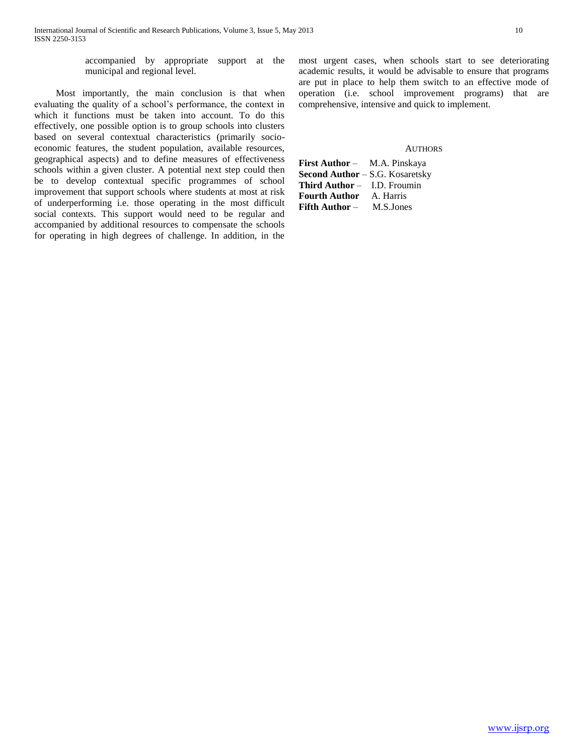accompanied by appropriate support at the municipal and regional level.

Most importantly, the main conclusion is that when evaluating the quality of a school's performance, the context in which it functions must be taken into account. To do this effectively, one possible option is to group schools into clusters based on several contextual characteristics (primarily socio-economic features, the student population, available resources, geographical aspects) and to define measures of effectiveness schools within a given cluster. A potential next step could then be to develop contextual specific programmes of school improvement that support schools where students at most at risk of underperforming i.e. those operating in the most difficult social contexts. This support would need to be regular and accompanied by additional resources to compensate the schools for operating in high degrees of challenge. In addition, in the most urgent cases, when schools start to see deteriorating academic results, it would be advisable to ensure that programs are put in place to help them switch to an effective mode of operation (i.e. school improvement programs) that are comprehensive, intensive and quick to implement.

## AUTHORS

**First Author** – M.A. Pinskaya
**Second Author** – S.G. Kosaretsky
**Third Author** – I.D. Froumin
**Fourth Author** A. Harris
**Fifth Author** – M.S.Jones